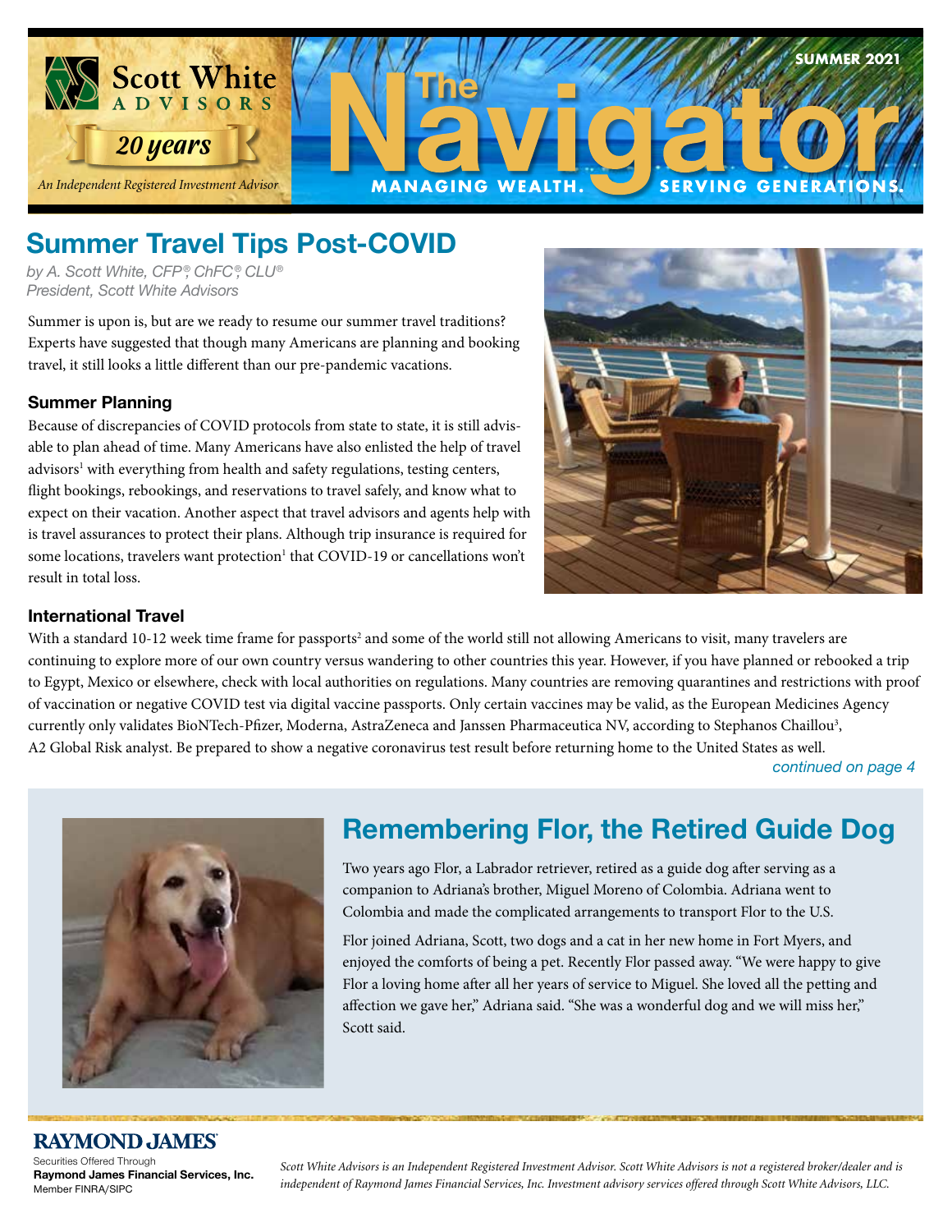Scott White ADVISORS

*20 years*

*An Independent Registered Investment Advisor*

# The Navigator

**SUMMER 2021**

**MANAGING WEALTH. SERVING GENERATIONS.**

## Summer Travel Tips Post-COVID

*by A. Scott White, CFP®, ChFC®, CLU®*
*President, Scott White Advisors*

Summer is upon is, but are we ready to resume our summer travel traditions? Experts have suggested that though many Americans are planning and booking travel, it still looks a little different than our pre-pandemic vacations.

### Summer Planning

Because of discrepancies of COVID protocols from state to state, it is still advisable to plan ahead of time. Many Americans have also enlisted the help of travel advisors[1] with everything from health and safety regulations, testing centers, flight bookings, rebookings, and reservations to travel safely, and know what to expect on their vacation. Another aspect that travel advisors and agents help with is travel assurances to protect their plans. Although trip insurance is required for some locations, travelers want protection[1] that COVID-19 or cancellations won't result in total loss.

### International Travel

With a standard 10-12 week time frame for passports[2] and some of the world still not allowing Americans to visit, many travelers are continuing to explore more of our own country versus wandering to other countries this year. However, if you have planned or rebooked a trip to Egypt, Mexico or elsewhere, check with local authorities on regulations. Many countries are removing quarantines and restrictions with proof of vaccination or negative COVID test via digital vaccine passports. Only certain vaccines may be valid, as the European Medicines Agency currently only validates BioNTech-Pfizer, Moderna, AstraZeneca and Janssen Pharmaceutica NV, according to Stephanos Chaillou[3], A2 Global Risk analyst. Be prepared to show a negative coronavirus test result before returning home to the United States as well.

*continued on page 4*

## Remembering Flor, the Retired Guide Dog

Two years ago Flor, a Labrador retriever, retired as a guide dog after serving as a companion to Adriana's brother, Miguel Moreno of Colombia. Adriana went to Colombia and made the complicated arrangements to transport Flor to the U.S.

Flor joined Adriana, Scott, two dogs and a cat in her new home in Fort Myers, and enjoyed the comforts of being a pet. Recently Flor passed away. "We were happy to give Flor a loving home after all her years of service to Miguel. She loved all the petting and affection we gave her," Adriana said. "She was a wonderful dog and we will miss her," Scott said.

**RAYMOND JAMES®**
Securities Offered Through
**Raymond James Financial Services, Inc.**
Member FINRA/SIPC

*Scott White Advisors is an Independent Registered Investment Advisor. Scott White Advisors is not a registered broker/dealer and is independent of Raymond James Financial Services, Inc. Investment advisory services offered through Scott White Advisors, LLC.*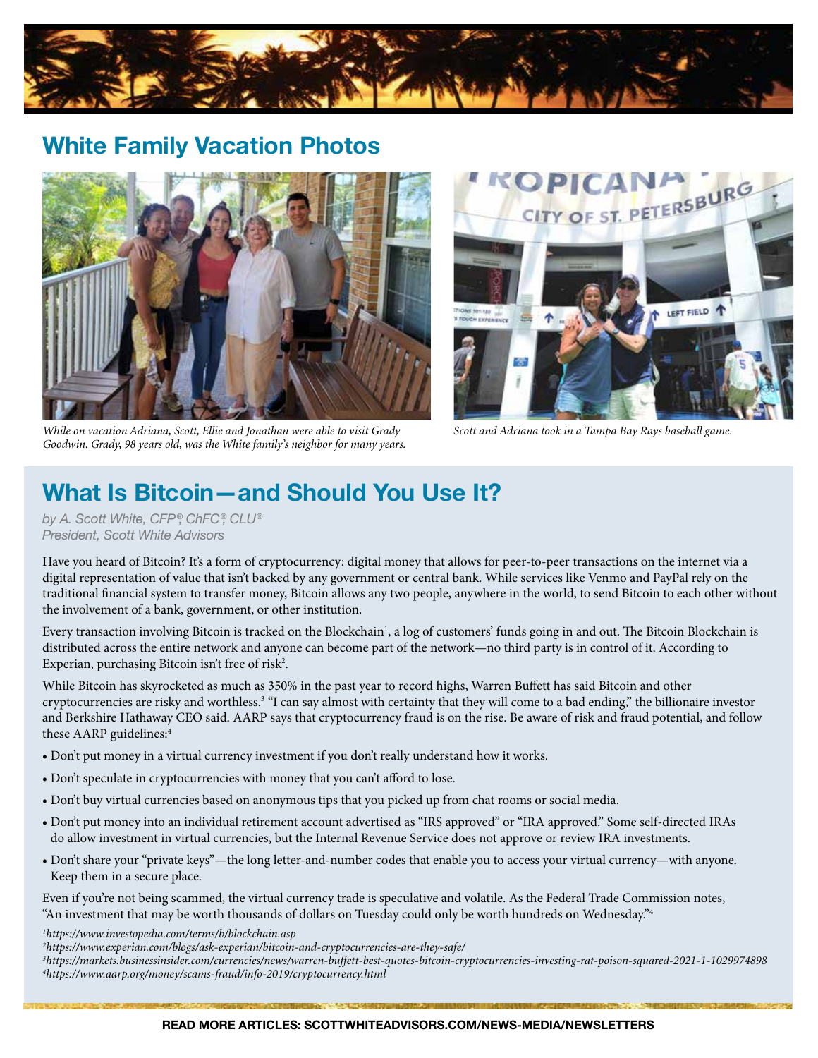## White Family Vacation Photos

*While on vacation Adriana, Scott, Ellie and Jonathan were able to visit Grady Goodwin. Grady, 98 years old, was the White family's neighbor for many years.*

*Scott and Adriana took in a Tampa Bay Rays baseball game.*

## What Is Bitcoin—and Should You Use It?

*by A. Scott White, CFP®, ChFC®, CLU®*
*President, Scott White Advisors*

Have you heard of Bitcoin? It's a form of cryptocurrency: digital money that allows for peer-to-peer transactions on the internet via a digital representation of value that isn't backed by any government or central bank. While services like Venmo and PayPal rely on the traditional financial system to transfer money, Bitcoin allows any two people, anywhere in the world, to send Bitcoin to each other without the involvement of a bank, government, or other institution.

Every transaction involving Bitcoin is tracked on the Blockchain[1], a log of customers' funds going in and out. The Bitcoin Blockchain is distributed across the entire network and anyone can become part of the network—no third party is in control of it. According to Experian, purchasing Bitcoin isn't free of risk[2].

While Bitcoin has skyrocketed as much as 350% in the past year to record highs, Warren Buffett has said Bitcoin and other cryptocurrencies are risky and worthless.[3] "I can say almost with certainty that they will come to a bad ending," the billionaire investor and Berkshire Hathaway CEO said. AARP says that cryptocurrency fraud is on the rise. Be aware of risk and fraud potential, and follow these AARP guidelines:[4]

- Don't put money in a virtual currency investment if you don't really understand how it works.
- Don't speculate in cryptocurrencies with money that you can't afford to lose.
- Don't buy virtual currencies based on anonymous tips that you picked up from chat rooms or social media.
- Don't put money into an individual retirement account advertised as "IRS approved" or "IRA approved." Some self-directed IRAs do allow investment in virtual currencies, but the Internal Revenue Service does not approve or review IRA investments.
- Don't share your "private keys"—the long letter-and-number codes that enable you to access your virtual currency—with anyone. Keep them in a secure place.

Even if you're not being scammed, the virtual currency trade is speculative and volatile. As the Federal Trade Commission notes, "An investment that may be worth thousands of dollars on Tuesday could only be worth hundreds on Wednesday."[4]

*[1] https://www.investopedia.com/terms/b/blockchain.asp*
*[2] https://www.experian.com/blogs/ask-experian/bitcoin-and-cryptocurrencies-are-they-safe/*
*[3] https://markets.businessinsider.com/currencies/news/warren-buffett-best-quotes-bitcoin-cryptocurrencies-investing-rat-poison-squared-2021-1-1029974898*
*[4] https://www.aarp.org/money/scams-fraud/info-2019/cryptocurrency.html*

**READ MORE ARTICLES: SCOTTWHITEADVISORS.COM/NEWS-MEDIA/NEWSLETTERS**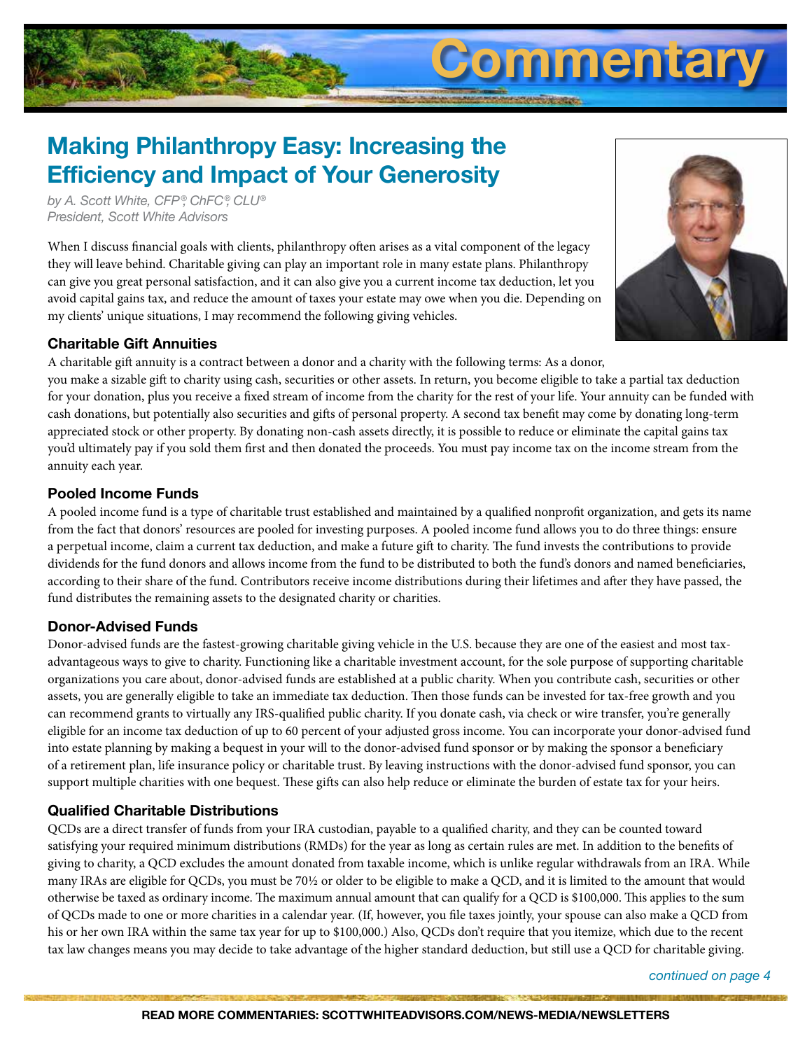# Commentary

## Making Philanthropy Easy: Increasing the Efficiency and Impact of Your Generosity

*by A. Scott White, CFP®, ChFC®, CLU®*
*President, Scott White Advisors*

When I discuss financial goals with clients, philanthropy often arises as a vital component of the legacy they will leave behind. Charitable giving can play an important role in many estate plans. Philanthropy can give you great personal satisfaction, and it can also give you a current income tax deduction, let you avoid capital gains tax, and reduce the amount of taxes your estate may owe when you die. Depending on my clients' unique situations, I may recommend the following giving vehicles.

### Charitable Gift Annuities

A charitable gift annuity is a contract between a donor and a charity with the following terms: As a donor, you make a sizable gift to charity using cash, securities or other assets. In return, you become eligible to take a partial tax deduction for your donation, plus you receive a fixed stream of income from the charity for the rest of your life. Your annuity can be funded with cash donations, but potentially also securities and gifts of personal property. A second tax benefit may come by donating long-term appreciated stock or other property. By donating non-cash assets directly, it is possible to reduce or eliminate the capital gains tax you'd ultimately pay if you sold them first and then donated the proceeds. You must pay income tax on the income stream from the annuity each year.

### Pooled Income Funds

A pooled income fund is a type of charitable trust established and maintained by a qualified nonprofit organization, and gets its name from the fact that donors' resources are pooled for investing purposes. A pooled income fund allows you to do three things: ensure a perpetual income, claim a current tax deduction, and make a future gift to charity. The fund invests the contributions to provide dividends for the fund donors and allows income from the fund to be distributed to both the fund's donors and named beneficiaries, according to their share of the fund. Contributors receive income distributions during their lifetimes and after they have passed, the fund distributes the remaining assets to the designated charity or charities.

### Donor-Advised Funds

Donor-advised funds are the fastest-growing charitable giving vehicle in the U.S. because they are one of the easiest and most tax-advantageous ways to give to charity. Functioning like a charitable investment account, for the sole purpose of supporting charitable organizations you care about, donor-advised funds are established at a public charity. When you contribute cash, securities or other assets, you are generally eligible to take an immediate tax deduction. Then those funds can be invested for tax-free growth and you can recommend grants to virtually any IRS-qualified public charity. If you donate cash, via check or wire transfer, you're generally eligible for an income tax deduction of up to 60 percent of your adjusted gross income. You can incorporate your donor-advised fund into estate planning by making a bequest in your will to the donor-advised fund sponsor or by making the sponsor a beneficiary of a retirement plan, life insurance policy or charitable trust. By leaving instructions with the donor-advised fund sponsor, you can support multiple charities with one bequest. These gifts can also help reduce or eliminate the burden of estate tax for your heirs.

### Qualified Charitable Distributions

QCDs are a direct transfer of funds from your IRA custodian, payable to a qualified charity, and they can be counted toward satisfying your required minimum distributions (RMDs) for the year as long as certain rules are met. In addition to the benefits of giving to charity, a QCD excludes the amount donated from taxable income, which is unlike regular withdrawals from an IRA. While many IRAs are eligible for QCDs, you must be 70½ or older to be eligible to make a QCD, and it is limited to the amount that would otherwise be taxed as ordinary income. The maximum annual amount that can qualify for a QCD is $100,000. This applies to the sum of QCDs made to one or more charities in a calendar year. (If, however, you file taxes jointly, your spouse can also make a QCD from his or her own IRA within the same tax year for up to $100,000.) Also, QCDs don't require that you itemize, which due to the recent tax law changes means you may decide to take advantage of the higher standard deduction, but still use a QCD for charitable giving.

*continued on page 4*

**READ MORE COMMENTARIES: SCOTTWHITEADVISORS.COM/NEWS-MEDIA/NEWSLETTERS**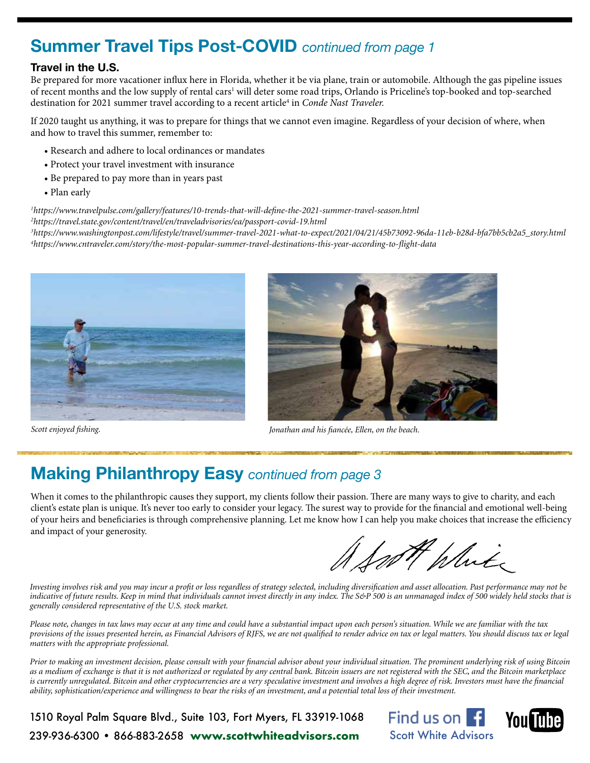## Summary Travel Tips Post-COVID *continued from page 1*

### Travel in the U.S.

Be prepared for more vacationer influx here in Florida, whether it be via plane, train or automobile. Although the gas pipeline issues of recent months and the low supply of rental cars[1] will deter some road trips, Orlando is Priceline's top-booked and top-searched destination for 2021 summer travel according to a recent article[4] in *Conde Nast Traveler.*

If 2020 taught us anything, it was to prepare for things that we cannot even imagine. Regardless of your decision of where, when and how to travel this summer, remember to:

- Research and adhere to local ordinances or mandates
- Protect your travel investment with insurance
- Be prepared to pay more than in years past
- Plan early

*[1]https://www.travelpulse.com/gallery/features/10-trends-that-will-define-the-2021-summer-travel-season.html*
*[2]https://travel.state.gov/content/travel/en/traveladvisories/ea/passport-covid-19.html*
*[3]https://www.washingtonpost.com/lifestyle/travel/summer-travel-2021-what-to-expect/2021/04/21/45b73092-96da-11eb-b28d-bfa7bb5cb2a5_story.html*
*[4]https://www.cntraveler.com/story/the-most-popular-summer-travel-destinations-this-year-according-to-flight-data*

*Scott enjoyed fishing.*

*Jonathan and his fiancée, Ellen, on the beach.*

## Making Philanthropy Easy *continued from page 3*

When it comes to the philanthropic causes they support, my clients follow their passion. There are many ways to give to charity, and each client's estate plan is unique. It's never too early to consider your legacy. The surest way to provide for the financial and emotional well-being of your heirs and beneficiaries is through comprehensive planning. Let me know how I can help you make choices that increase the efficiency and impact of your generosity.

*Investing involves risk and you may incur a profit or loss regardless of strategy selected, including diversification and asset allocation. Past performance may not be indicative of future results. Keep in mind that individuals cannot invest directly in any index. The S&P 500 is an unmanaged index of 500 widely held stocks that is generally considered representative of the U.S. stock market.*

*Please note, changes in tax laws may occur at any time and could have a substantial impact upon each person's situation. While we are familiar with the tax provisions of the issues presented herein, as Financial Advisors of RJFS, we are not qualified to render advice on tax or legal matters. You should discuss tax or legal matters with the appropriate professional.*

*Prior to making an investment decision, please consult with your financial advisor about your individual situation. The prominent underlying risk of using Bitcoin as a medium of exchange is that it is not authorized or regulated by any central bank. Bitcoin issuers are not registered with the SEC, and the Bitcoin marketplace is currently unregulated. Bitcoin and other cryptocurrencies are a very speculative investment and involves a high degree of risk. Investors must have the financial ability, sophistication/experience and willingness to bear the risks of an investment, and a potential total loss of their investment.*

1510 Royal Palm Square Blvd., Suite 103, Fort Myers, FL 33919-1068
239-936-6300 • 866-883-2658 **www.scottwhiteadvisors.com**

Find us on Facebook Scott White Advisors
YouTube